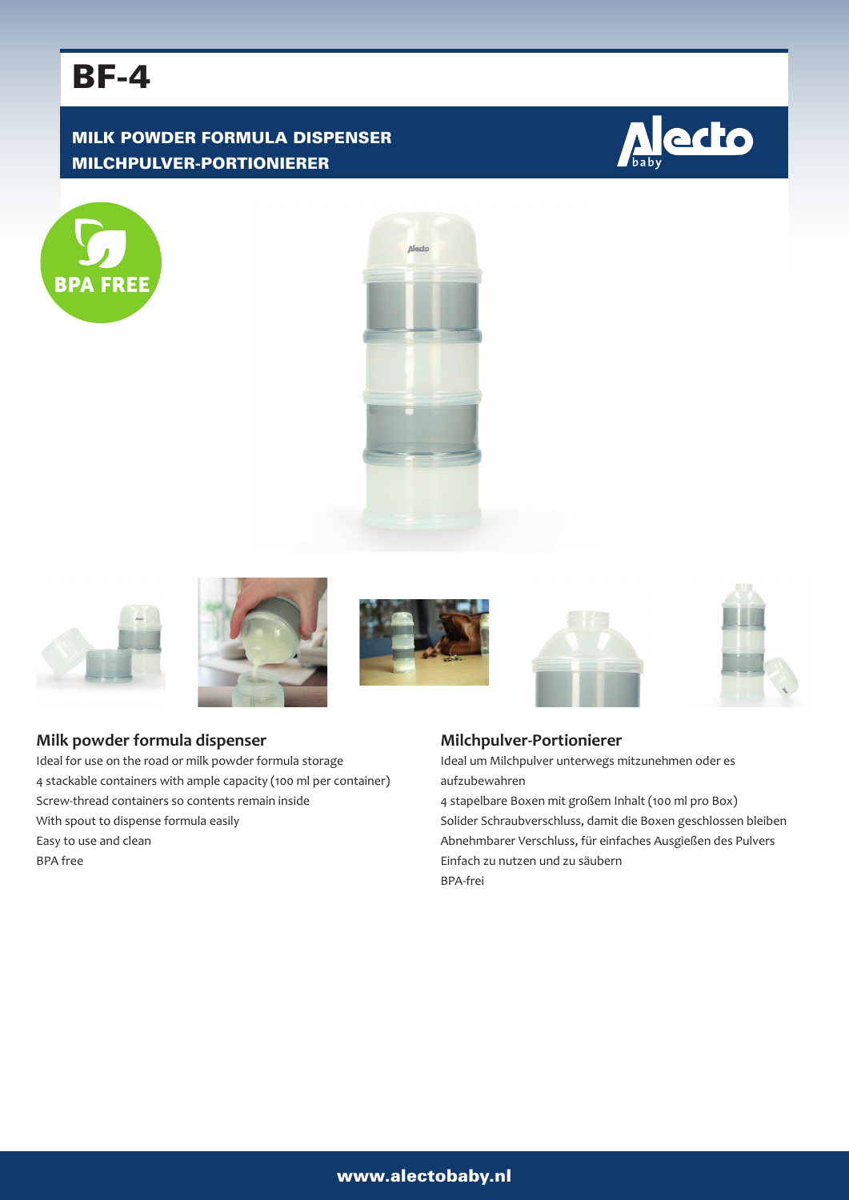# BF-4

## MILK POWDER FORMULA DISPENSER
## MILCHPULVER-PORTIONIERER

BPA FREE

### Milk powder formula dispenser

Ideal for use on the road or milk powder formula storage
4 stackable containers with ample capacity (100 ml per container)
Screw-thread containers so contents remain inside
With spout to dispense formula easily
Easy to use and clean
BPA free

### Milchpulver-Portionierer

Ideal um Milchpulver unterwegs mitzunehmen oder es aufzubewahren
4 stapelbare Boxen mit großem Inhalt (100 ml pro Box)
Solider Schraubverschluss, damit die Boxen geschlossen bleiben
Abnehmbarer Verschluss, für einfaches Ausgießen des Pulvers
Einfach zu nutzen und zu säubern
BPA-frei

www.alectobaby.nl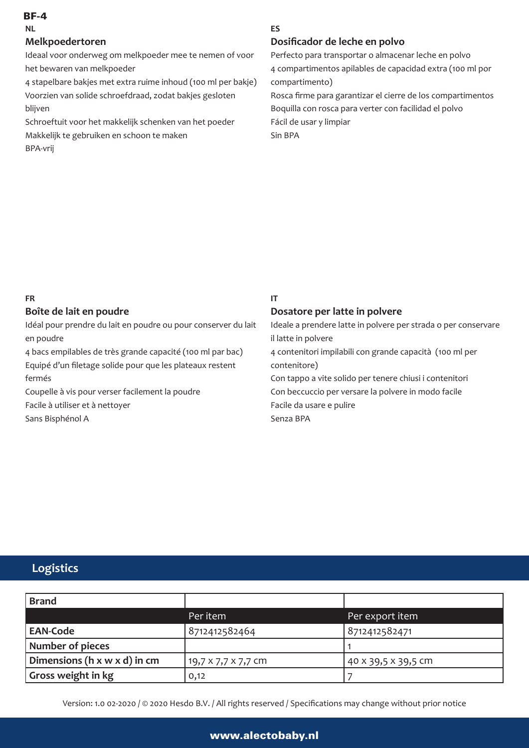**BF-4**

**NL**

### Melkpoedertoren

Ideaal voor onderweg om melkpoeder mee te nemen of voor het bewaren van melkpoeder
4 stapelbare bakjes met extra ruime inhoud (100 ml per bakje)
Voorzien van solide schroefdraad, zodat bakjes gesloten blijven
Schroeftuit voor het makkelijk schenken van het poeder
Makkelijk te gebruiken en schoon te maken
BPA-vrij

**ES**

### Dosificador de leche en polvo

Perfecto para transportar o almacenar leche en polvo
4 compartimentos apilables de capacidad extra (100 ml por compartimento)
Rosca firme para garantizar el cierre de los compartimentos
Boquilla con rosca para verter con facilidad el polvo
Fácil de usar y limpiar
Sin BPA

**FR**

### Boîte de lait en poudre

Idéal pour prendre du lait en poudre ou pour conserver du lait en poudre
4 bacs empilables de très grande capacité (100 ml par bac)
Equipé d'un filetage solide pour que les plateaux restent fermés
Coupelle à vis pour verser facilement la poudre
Facile à utiliser et à nettoyer
Sans Bisphénol A

**IT**

### Dosatore per latte in polvere

Ideale a prendere latte in polvere per strada o per conservare il latte in polvere
4 contenitori impilabili con grande capacità (100 ml per contenitore)
Con tappo a vite solido per tenere chiusi i contenitori
Con beccuccio per versare la polvere in modo facile
Facile da usare e pulire
Senza BPA

## Logistics

| Brand | | |
|---|---|---|
| | Per item | Per export item |
| EAN-Code | 8712412582464 | 8712412582471 |
| Number of pieces | | 1 |
| Dimensions (h x w x d) in cm | 19,7 x 7,7 x 7,7 cm | 40 x 39,5 x 39,5 cm |
| Gross weight in kg | 0,12 | 7 |

Version: 1.0 02-2020 / © 2020 Hesdo B.V. / All rights reserved / Specifications may change without prior notice

www.alectobaby.nl